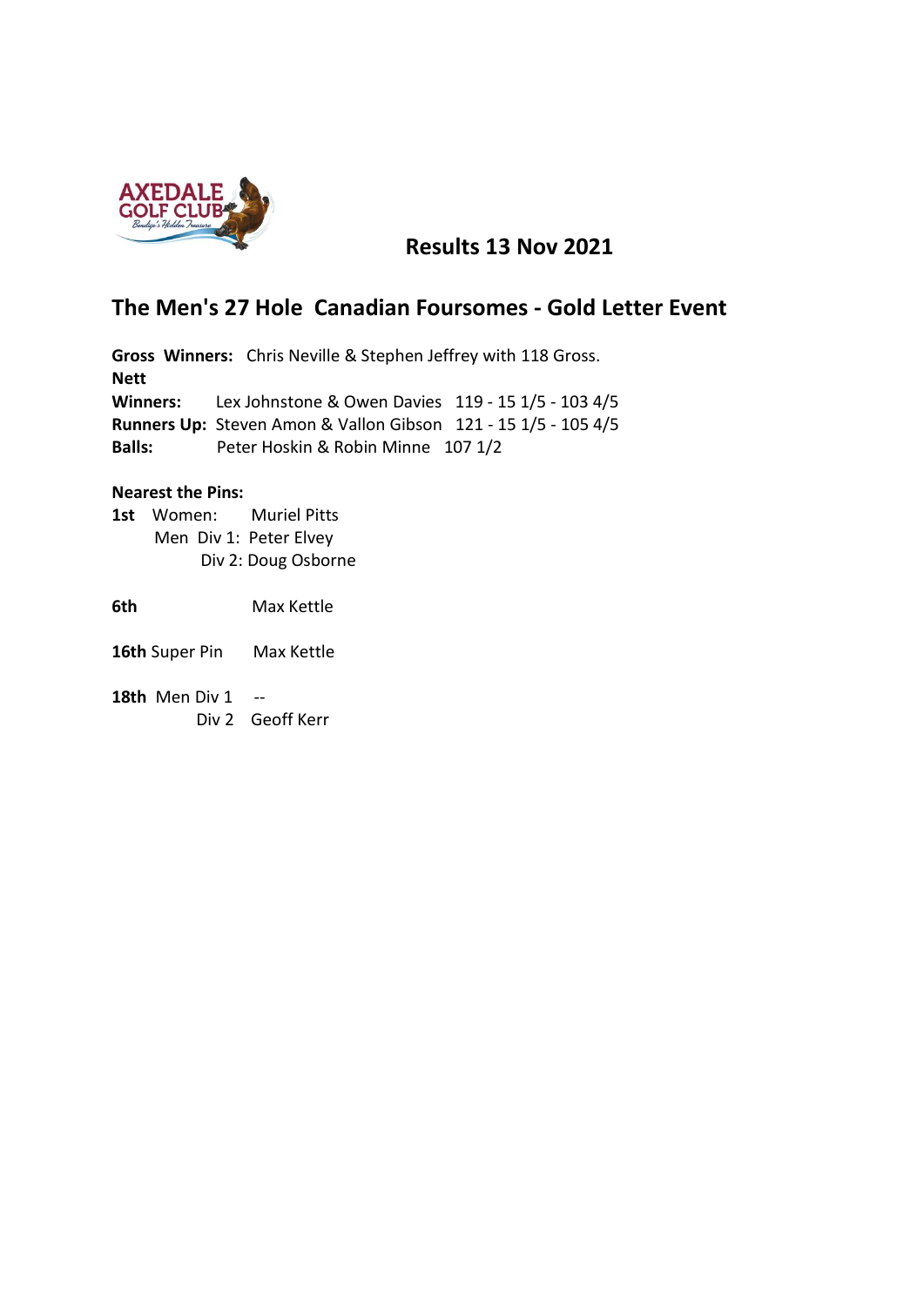## Results 13 Nov 2021

## The Men's 27 Hole Canadian Foursomes - Gold Letter Event

**Gross Winners:** Chris Neville & Stephen Jeffrey with 118 Gross.

**Nett**

**Winners:** Lex Johnstone & Owen Davies 119 - 15 1/5 - 103 4/5

**Runners Up:** Steven Amon & Vallon Gibson 121 - 15 1/5 - 105 4/5

**Balls:** Peter Hoskin & Robin Minne 107 1/2

**Nearest the Pins:**

**1st** Women: Muriel Pitts
Men Div 1: Peter Elvey
Div 2: Doug Osborne

**6th** Max Kettle

**16th** Super Pin Max Kettle

**18th** Men Div 1 --
Div 2 Geoff Kerr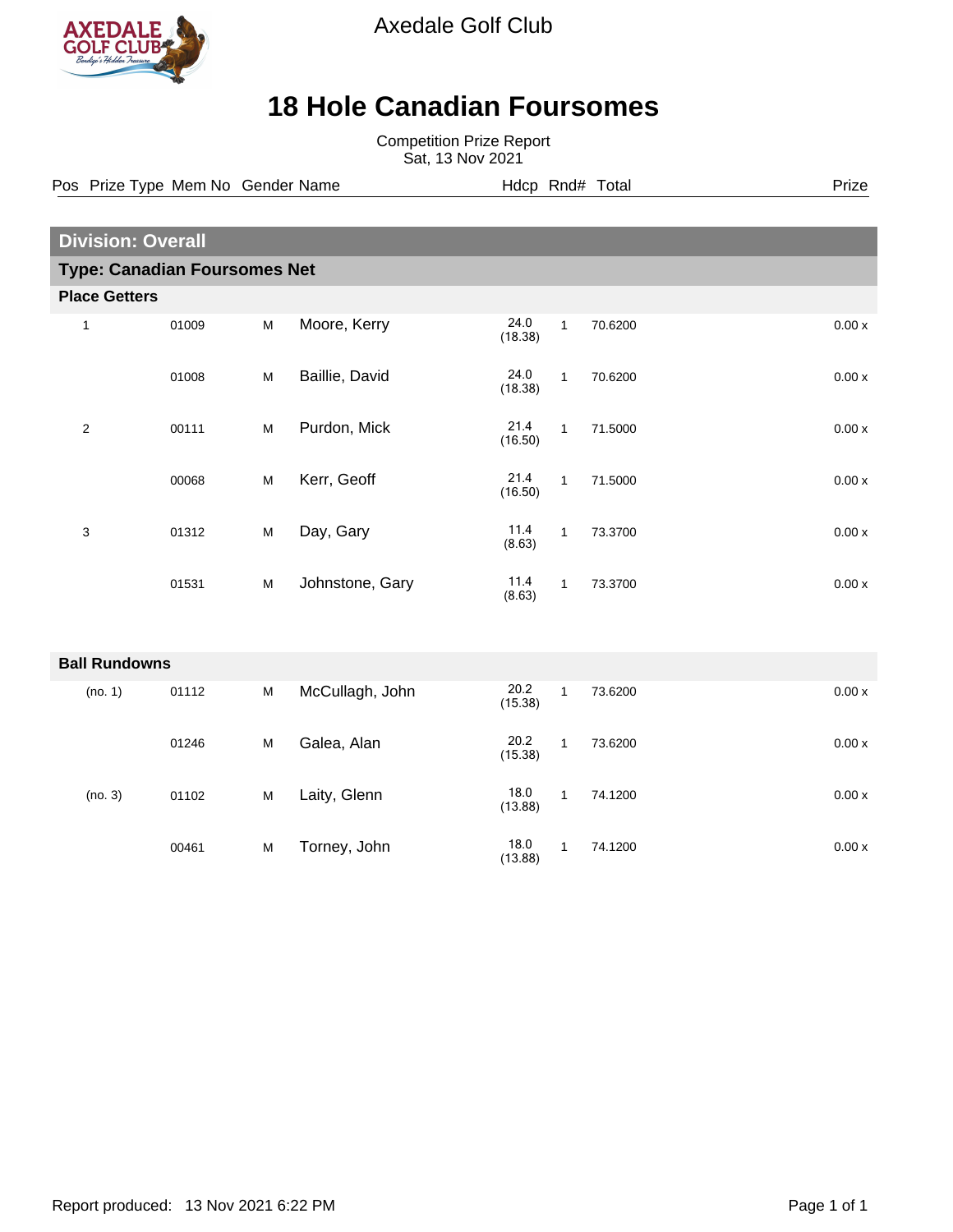Axedale Golf Club

# 18 Hole Canadian Foursomes

Competition Prize Report
Sat, 13 Nov 2021

## Division: Overall

### Type: Canadian Foursomes Net

#### Place Getters

| Pos | Prize Type | Mem No | Gender | Name | Hdcp | Rnd# | Total | Prize |
|---|---|---|---|---|---|---|---|---|
| 1 | | 01009 | M | Moore, Kerry | 24.0 (18.38) | 1 | 70.6200 | 0.00 x |
| | | 01008 | M | Baillie, David | 24.0 (18.38) | 1 | 70.6200 | 0.00 x |
| 2 | | 00111 | M | Purdon, Mick | 21.4 (16.50) | 1 | 71.5000 | 0.00 x |
| | | 00068 | M | Kerr, Geoff | 21.4 (16.50) | 1 | 71.5000 | 0.00 x |
| 3 | | 01312 | M | Day, Gary | 11.4 (8.63) | 1 | 73.3700 | 0.00 x |
| | | 01531 | M | Johnstone, Gary | 11.4 (8.63) | 1 | 73.3700 | 0.00 x |

#### Ball Rundowns

| Pos | Prize Type | Mem No | Gender | Name | Hdcp | Rnd# | Total | Prize |
|---|---|---|---|---|---|---|---|---|
| (no. 1) | | 01112 | M | McCullagh, John | 20.2 (15.38) | 1 | 73.6200 | 0.00 x |
| | | 01246 | M | Galea, Alan | 20.2 (15.38) | 1 | 73.6200 | 0.00 x |
| (no. 3) | | 01102 | M | Laity, Glenn | 18.0 (13.88) | 1 | 74.1200 | 0.00 x |
| | | 00461 | M | Torney, John | 18.0 (13.88) | 1 | 74.1200 | 0.00 x |

Report produced: 13 Nov 2021 6:22 PM